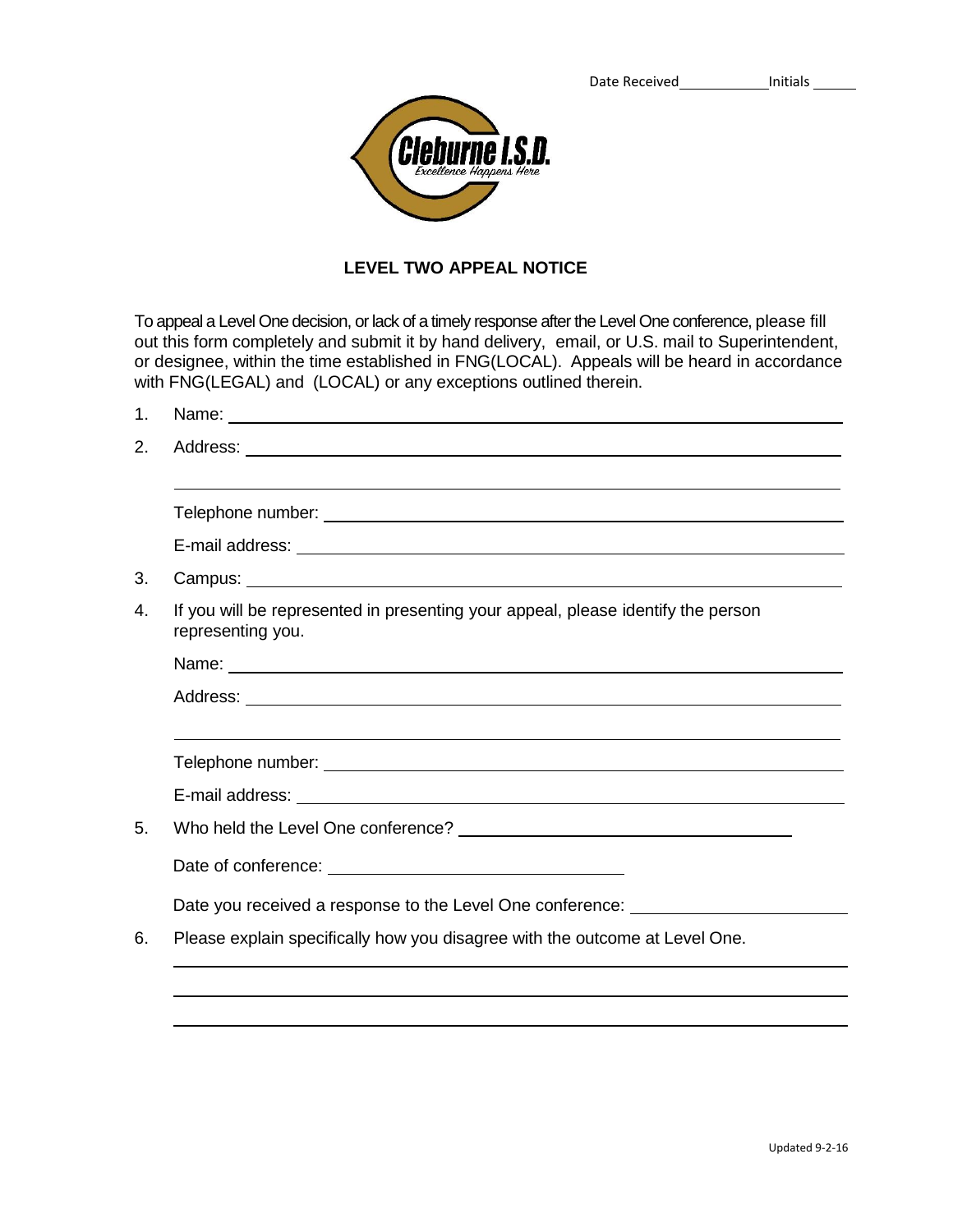Date Received\_\_\_\_\_\_\_\_\_\_ Initials \_\_\_\_\_\_

Cleburne I.S.D.

*Excellence Happens Here*

## LEVEL TWO APPEAL NOTICE

To appeal a Level One decision, or lack of a timely response after the Level One conference, please fill out this form completely and submit it by hand delivery, email, or U.S. mail to Superintendent, or designee, within the time established in FNG(LOCAL). Appeals will be heard in accordance with FNG(LEGAL) and (LOCAL) or any exceptions outlined therein.

1. Name: \_\_\_\_\_\_\_\_\_\_\_\_\_\_\_\_\_\_\_\_\_\_\_\_\_\_\_\_\_\_\_\_\_\_\_\_\_\_\_\_
2. Address: \_\_\_\_\_\_\_\_\_\_\_\_\_\_\_\_\_\_\_\_\_\_\_\_\_\_\_\_\_\_\_\_\_\_\_\_\_\_\_\_

   \_\_\_\_\_\_\_\_\_\_\_\_\_\_\_\_\_\_\_\_\_\_\_\_\_\_\_\_\_\_\_\_\_\_\_\_\_\_\_\_

   Telephone number: \_\_\_\_\_\_\_\_\_\_\_\_\_\_\_\_\_\_\_\_\_\_\_\_\_\_\_\_\_\_\_\_\_\_\_\_\_\_\_\_

   E-mail address: \_\_\_\_\_\_\_\_\_\_\_\_\_\_\_\_\_\_\_\_\_\_\_\_\_\_\_\_\_\_\_\_\_\_\_\_\_\_\_\_
3. Campus: \_\_\_\_\_\_\_\_\_\_\_\_\_\_\_\_\_\_\_\_\_\_\_\_\_\_\_\_\_\_\_\_\_\_\_\_\_\_\_\_
4. If you will be represented in presenting your appeal, please identify the person representing you.

   Name: \_\_\_\_\_\_\_\_\_\_\_\_\_\_\_\_\_\_\_\_\_\_\_\_\_\_\_\_\_\_\_\_\_\_\_\_\_\_\_\_

   Address: \_\_\_\_\_\_\_\_\_\_\_\_\_\_\_\_\_\_\_\_\_\_\_\_\_\_\_\_\_\_\_\_\_\_\_\_\_\_\_\_

   \_\_\_\_\_\_\_\_\_\_\_\_\_\_\_\_\_\_\_\_\_\_\_\_\_\_\_\_\_\_\_\_\_\_\_\_\_\_\_\_

   Telephone number: \_\_\_\_\_\_\_\_\_\_\_\_\_\_\_\_\_\_\_\_\_\_\_\_\_\_\_\_\_\_\_\_\_\_\_\_\_\_\_\_

   E-mail address: \_\_\_\_\_\_\_\_\_\_\_\_\_\_\_\_\_\_\_\_\_\_\_\_\_\_\_\_\_\_\_\_\_\_\_\_\_\_\_\_
5. Who held the Level One conference? \_\_\_\_\_\_\_\_\_\_\_\_\_\_\_\_\_\_\_\_\_\_\_\_\_\_\_\_\_\_

   Date of conference: \_\_\_\_\_\_\_\_\_\_\_\_\_\_\_\_\_\_\_\_\_\_\_\_\_\_

   Date you received a response to the Level One conference: \_\_\_\_\_\_\_\_\_\_\_\_\_\_\_\_\_\_
6. Please explain specifically how you disagree with the outcome at Level One.

   \_\_\_\_\_\_\_\_\_\_\_\_\_\_\_\_\_\_\_\_\_\_\_\_\_\_\_\_\_\_\_\_\_\_\_\_\_\_\_\_

   \_\_\_\_\_\_\_\_\_\_\_\_\_\_\_\_\_\_\_\_\_\_\_\_\_\_\_\_\_\_\_\_\_\_\_\_\_\_\_\_

   \_\_\_\_\_\_\_\_\_\_\_\_\_\_\_\_\_\_\_\_\_\_\_\_\_\_\_\_\_\_\_\_\_\_\_\_\_\_\_\_

Updated 9-2-16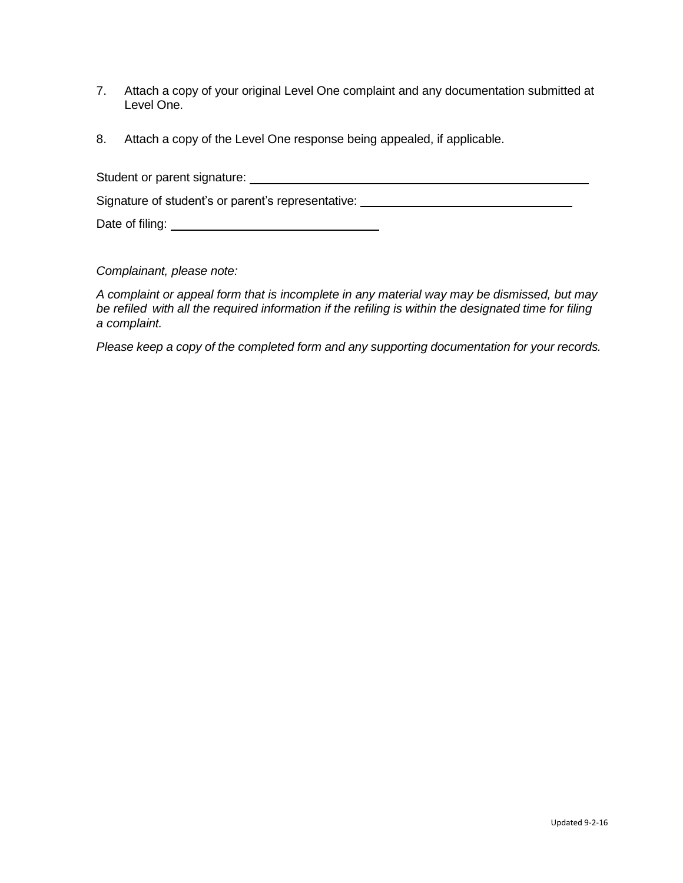7. Attach a copy of your original Level One complaint and any documentation submitted at Level One.

8. Attach a copy of the Level One response being appealed, if applicable.

Student or parent signature: ______________________________________________

Signature of student's or parent's representative: ______________________________

Date of filing: ____________________________

*Complainant, please note:*

*A complaint or appeal form that is incomplete in any material way may be dismissed, but may be refiled with all the required information if the refiling is within the designated time for filing a complaint.*

*Please keep a copy of the completed form and any supporting documentation for your records.*

Updated 9-2-16